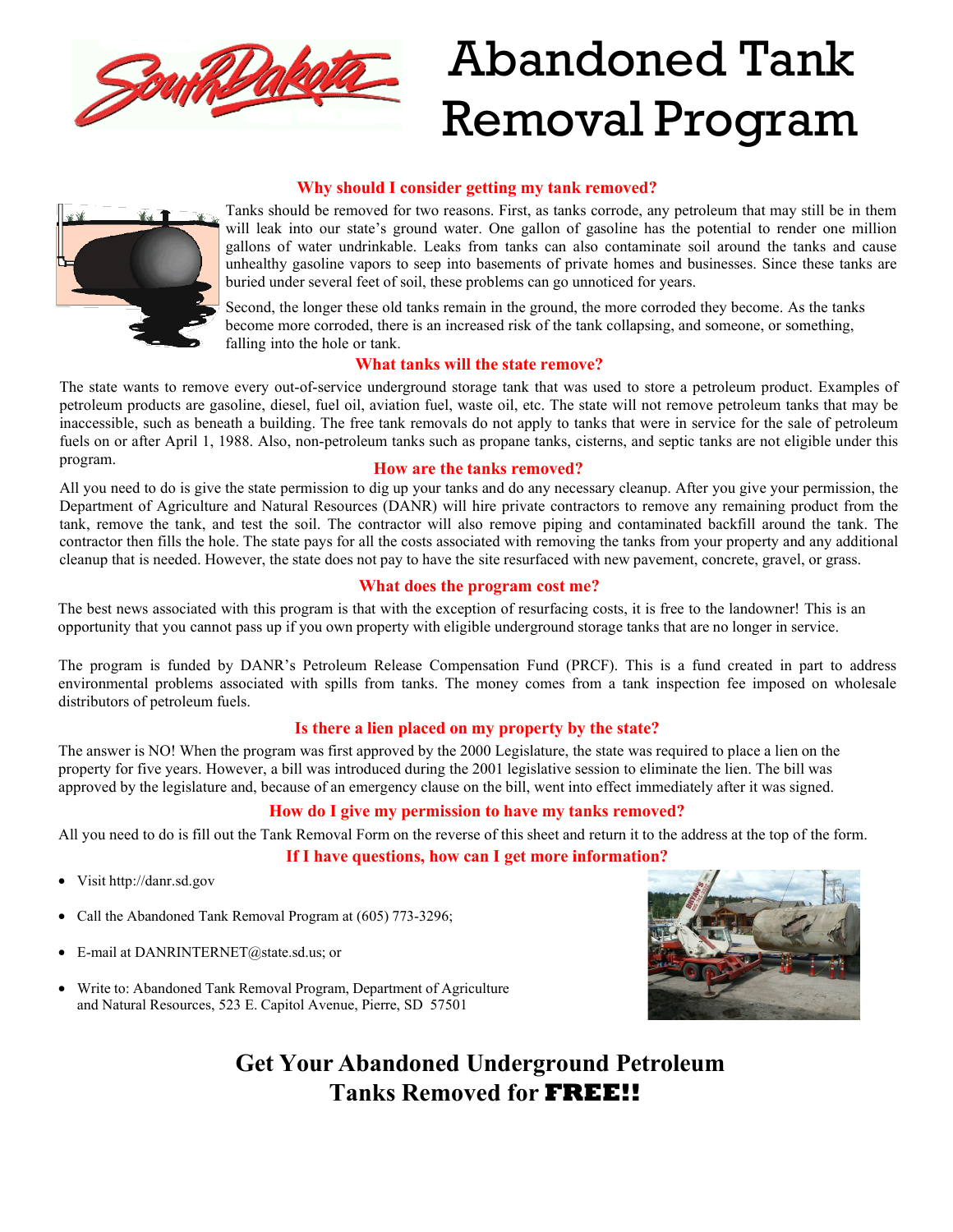# Abandoned Tank Removal Program

## Why should I consider getting my tank removed?

Tanks should be removed for two reasons. First, as tanks corrode, any petroleum that may still be in them will leak into our state's ground water. One gallon of gasoline has the potential to render one million gallons of water undrinkable. Leaks from tanks can also contaminate soil around the tanks and cause unhealthy gasoline vapors to seep into basements of private homes and businesses. Since these tanks are buried under several feet of soil, these problems can go unnoticed for years.

Second, the longer these old tanks remain in the ground, the more corroded they become. As the tanks become more corroded, there is an increased risk of the tank collapsing, and someone, or something, falling into the hole or tank.

## What tanks will the state remove?

The state wants to remove every out-of-service underground storage tank that was used to store a petroleum product. Examples of petroleum products are gasoline, diesel, fuel oil, aviation fuel, waste oil, etc. The state will not remove petroleum tanks that may be inaccessible, such as beneath a building. The free tank removals do not apply to tanks that were in service for the sale of petroleum fuels on or after April 1, 1988. Also, non-petroleum tanks such as propane tanks, cisterns, and septic tanks are not eligible under this program.

## How are the tanks removed?

All you need to do is give the state permission to dig up your tanks and do any necessary cleanup. After you give your permission, the Department of Agriculture and Natural Resources (DANR) will hire private contractors to remove any remaining product from the tank, remove the tank, and test the soil. The contractor will also remove piping and contaminated backfill around the tank. The contractor then fills the hole. The state pays for all the costs associated with removing the tanks from your property and any additional cleanup that is needed. However, the state does not pay to have the site resurfaced with new pavement, concrete, gravel, or grass.

## What does the program cost me?

The best news associated with this program is that with the exception of resurfacing costs, it is free to the landowner! This is an opportunity that you cannot pass up if you own property with eligible underground storage tanks that are no longer in service.

The program is funded by DANR's Petroleum Release Compensation Fund (PRCF). This is a fund created in part to address environmental problems associated with spills from tanks. The money comes from a tank inspection fee imposed on wholesale distributors of petroleum fuels.

## Is there a lien placed on my property by the state?

The answer is NO! When the program was first approved by the 2000 Legislature, the state was required to place a lien on the property for five years. However, a bill was introduced during the 2001 legislative session to eliminate the lien. The bill was approved by the legislature and, because of an emergency clause on the bill, went into effect immediately after it was signed.

## How do I give my permission to have my tanks removed?

All you need to do is fill out the Tank Removal Form on the reverse of this sheet and return it to the address at the top of the form.

## If I have questions, how can I get more information?

- Visit http://danr.sd.gov
- Call the Abandoned Tank Removal Program at (605) 773-3296;
- E-mail at DANRINTERNET@state.sd.us; or
- Write to: Abandoned Tank Removal Program, Department of Agriculture and Natural Resources, 523 E. Capitol Avenue, Pierre, SD 57501

## Get Your Abandoned Underground Petroleum Tanks Removed for **FREE!!**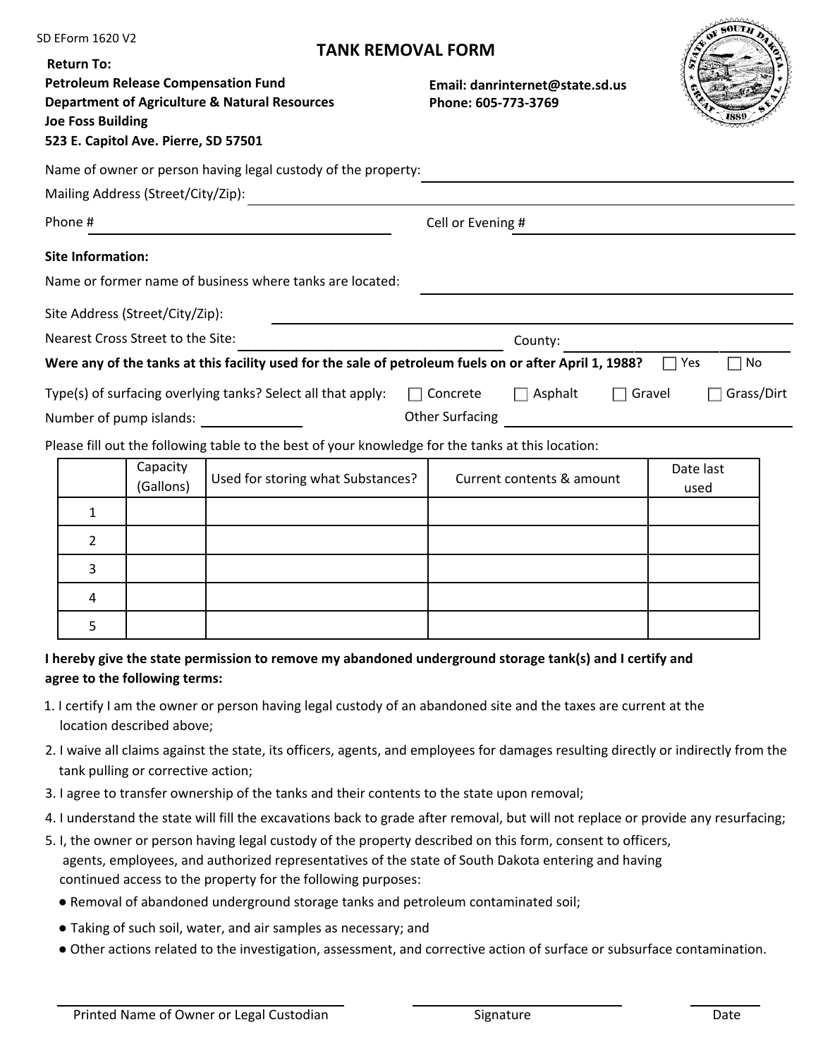SD EForm 1620 V2

# TANK REMOVAL FORM

**Return To:**
**Petroleum Release Compensation Fund**
**Department of Agriculture & Natural Resources**
**Joe Foss Building**
**523 E. Capitol Ave. Pierre, SD 57501**

**Email: danrinternet@state.sd.us**
**Phone: 605-773-3769**

Name of owner or person having legal custody of the property: ______________________

Mailing Address (Street/City/Zip): ______________________

Phone # ______________________ Cell or Evening # ______________________

**Site Information:**

Name or former name of business where tanks are located: ______________________

Site Address (Street/City/Zip): ______________________

Nearest Cross Street to the Site: ______________________ County: ______________________

**Were any of the tanks at this facility used for the sale of petroleum fuels on or after April 1, 1988?** ☐ Yes ☐ No

Type(s) of surfacing overlying tanks? Select all that apply: ☐ Concrete ☐ Asphalt ☐ Gravel ☐ Grass/Dirt

Number of pump islands: ______________ Other Surfacing ______________________

Please fill out the following table to the best of your knowledge for the tanks at this location:

| | Capacity (Gallons) | Used for storing what Substances? | Current contents & amount | Date last used |
|---|---|---|---|---|
| 1 | | | | |
| 2 | | | | |
| 3 | | | | |
| 4 | | | | |
| 5 | | | | |

**I hereby give the state permission to remove my abandoned underground storage tank(s) and I certify and agree to the following terms:**

1. I certify I am the owner or person having legal custody of an abandoned site and the taxes are current at the location described above;
2. I waive all claims against the state, its officers, agents, and employees for damages resulting directly or indirectly from the tank pulling or corrective action;
3. I agree to transfer ownership of the tanks and their contents to the state upon removal;
4. I understand the state will fill the excavations back to grade after removal, but will not replace or provide any resurfacing;
5. I, the owner or person having legal custody of the property described on this form, consent to officers, agents, employees, and authorized representatives of the state of South Dakota entering and having continued access to the property for the following purposes:
   - Removal of abandoned underground storage tanks and petroleum contaminated soil;
   - Taking of such soil, water, and air samples as necessary; and
   - Other actions related to the investigation, assessment, and corrective action of surface or subsurface contamination.

______________________ ______________________ ______________

Printed Name of Owner or Legal Custodian Signature Date